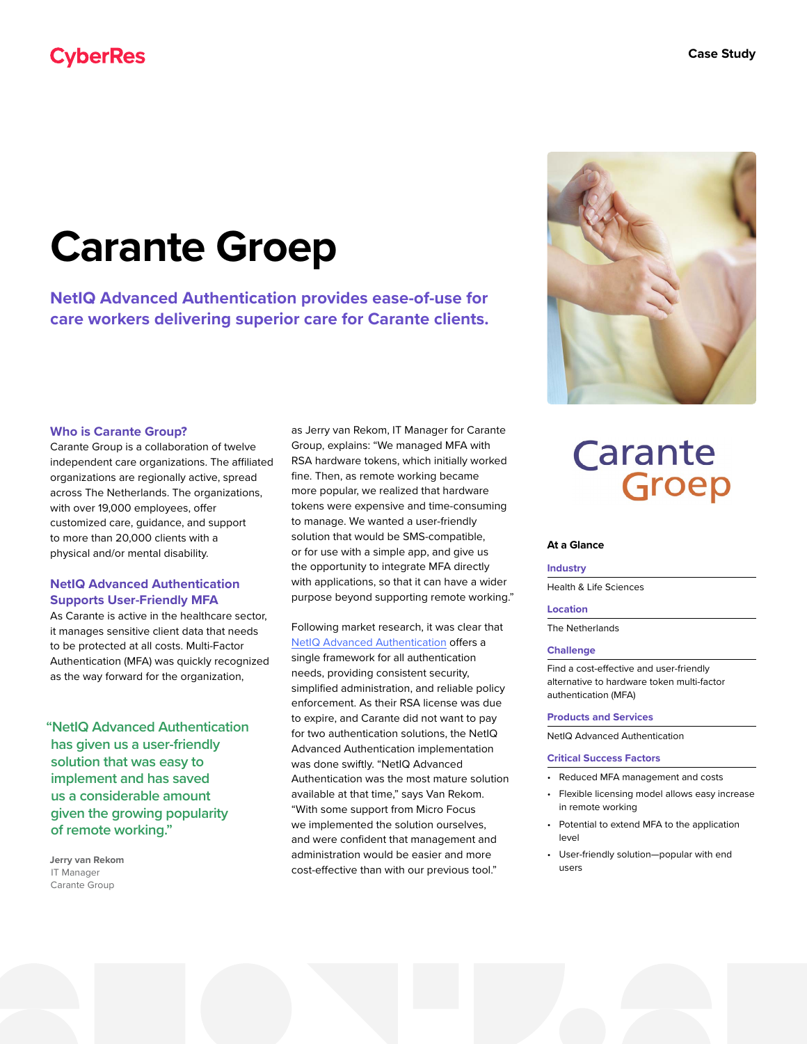CyberRes

Case Study

# Carante Groep

## NetIQ Advanced Authentication provides ease-of-use for care workers delivering superior care for Carante clients.

### Who is Carante Group?

Carante Group is a collaboration of twelve independent care organizations. The affiliated organizations are regionally active, spread across The Netherlands. The organizations, with over 19,000 employees, offer customized care, guidance, and support to more than 20,000 clients with a physical and/or mental disability.

### NetIQ Advanced Authentication Supports User-Friendly MFA

As Carante is active in the healthcare sector, it manages sensitive client data that needs to be protected at all costs. Multi-Factor Authentication (MFA) was quickly recognized as the way forward for the organization, as Jerry van Rekom, IT Manager for Carante Group, explains: "We managed MFA with RSA hardware tokens, which initially worked fine. Then, as remote working became more popular, we realized that hardware tokens were expensive and time-consuming to manage. We wanted a user-friendly solution that would be SMS-compatible, or for use with a simple app, and give us the opportunity to integrate MFA directly with applications, so that it can have a wider purpose beyond supporting remote working."

> "NetIQ Advanced Authentication has given us a user-friendly solution that was easy to implement and has saved us a considerable amount given the growing popularity of remote working."
>
> **Jerry van Rekom**
> IT Manager
> Carante Group

Following market research, it was clear that NetIQ Advanced Authentication offers a single framework for all authentication needs, providing consistent security, simplified administration, and reliable policy enforcement. As their RSA license was due to expire, and Carante did not want to pay for two authentication solutions, the NetIQ Advanced Authentication implementation was done swiftly. "NetIQ Advanced Authentication was the most mature solution available at that time," says Van Rekom. "With some support from Micro Focus we implemented the solution ourselves, and were confident that management and administration would be easier and more cost-effective than with our previous tool."

Carante Groep

**At a Glance**

**Industry**

Health & Life Sciences

**Location**

The Netherlands

**Challenge**

Find a cost-effective and user-friendly alternative to hardware token multi-factor authentication (MFA)

**Products and Services**

NetIQ Advanced Authentication

**Critical Success Factors**

- Reduced MFA management and costs
- Flexible licensing model allows easy increase in remote working
- Potential to extend MFA to the application level
- User-friendly solution—popular with end users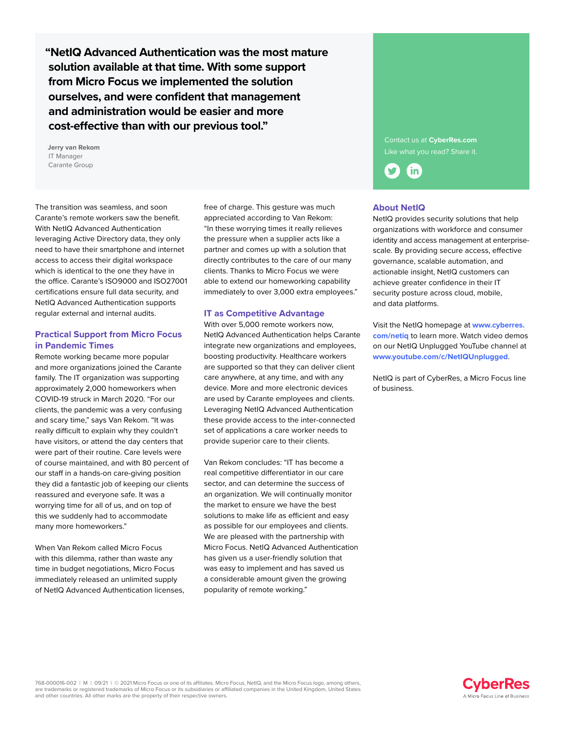> **"NetIQ Advanced Authentication was the most mature solution available at that time. With some support from Micro Focus we implemented the solution ourselves, and were confident that management and administration would be easier and more cost-effective than with our previous tool."**
>
> **Jerry van Rekom**
> IT Manager
> Carante Group

Contact us at **CyberRes.com**
Like what you read? Share it.

The transition was seamless, and soon Carante's remote workers saw the benefit. With NetIQ Advanced Authentication leveraging Active Directory data, they only need to have their smartphone and internet access to access their digital workspace which is identical to the one they have in the office. Carante's ISO9000 and ISO27001 certifications ensure full data security, and NetIQ Advanced Authentication supports regular external and internal audits.

## Practical Support from Micro Focus in Pandemic Times

Remote working became more popular and more organizations joined the Carante family. The IT organization was supporting approximately 2,000 homeworkers when COVID-19 struck in March 2020. "For our clients, the pandemic was a very confusing and scary time," says Van Rekom. "It was really difficult to explain why they couldn't have visitors, or attend the day centers that were part of their routine. Care levels were of course maintained, and with 80 percent of our staff in a hands-on care-giving position they did a fantastic job of keeping our clients reassured and everyone safe. It was a worrying time for all of us, and on top of this we suddenly had to accommodate many more homeworkers."

When Van Rekom called Micro Focus with this dilemma, rather than waste any time in budget negotiations, Micro Focus immediately released an unlimited supply of NetIQ Advanced Authentication licenses, free of charge. This gesture was much appreciated according to Van Rekom: "In these worrying times it really relieves the pressure when a supplier acts like a partner and comes up with a solution that directly contributes to the care of our many clients. Thanks to Micro Focus we were able to extend our homeworking capability immediately to over 3,000 extra employees."

## IT as Competitive Advantage

With over 5,000 remote workers now, NetIQ Advanced Authentication helps Carante integrate new organizations and employees, boosting productivity. Healthcare workers are supported so that they can deliver client care anywhere, at any time, and with any device. More and more electronic devices are used by Carante employees and clients. Leveraging NetIQ Advanced Authentication these provide access to the inter-connected set of applications a care worker needs to provide superior care to their clients.

Van Rekom concludes: "IT has become a real competitive differentiator in our care sector, and can determine the success of an organization. We will continually monitor the market to ensure we have the best solutions to make life as efficient and easy as possible for our employees and clients. We are pleased with the partnership with Micro Focus. NetIQ Advanced Authentication has given us a user-friendly solution that was easy to implement and has saved us a considerable amount given the growing popularity of remote working."

## About NetIQ

NetIQ provides security solutions that help organizations with workforce and consumer identity and access management at enterprise-scale. By providing secure access, effective governance, scalable automation, and actionable insight, NetIQ customers can achieve greater confidence in their IT security posture across cloud, mobile, and data platforms.

Visit the NetIQ homepage at **www.cyberres.com/netiq** to learn more. Watch video demos on our NetIQ Unplugged YouTube channel at **www.youtube.com/c/NetIQUnplugged**.

NetIQ is part of CyberRes, a Micro Focus line of business.

768-000016-002 | M | 09/21 | © 2021 Micro Focus or one of its affiliates. Micro Focus, NetIQ, and the Micro Focus logo, among others, are trademarks or registered trademarks of Micro Focus or its subsidiaries or affiliated companies in the United Kingdom, United States and other countries. All other marks are the property of their respective owners.

CyberRes
A Micro Focus Line of Business